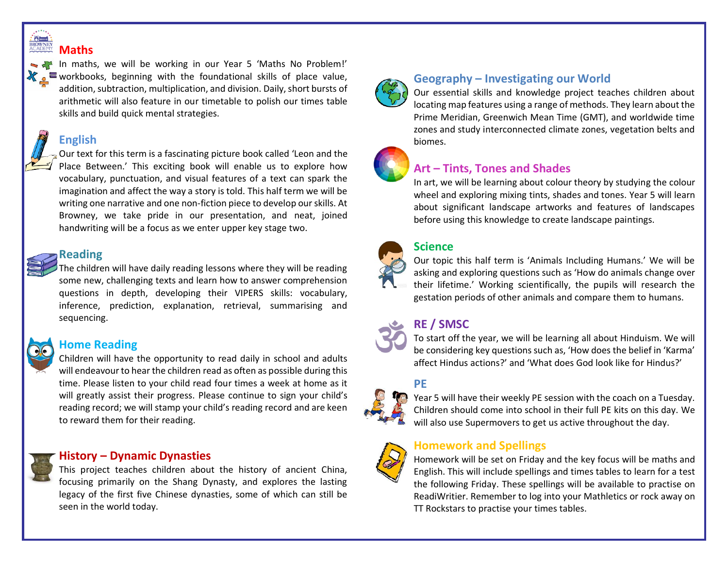## Maths

In maths, we will be working in our Year 5 'Maths No Problem!' workbooks, beginning with the foundational skills of place value, addition, subtraction, multiplication, and division. Daily, short bursts of arithmetic will also feature in our timetable to polish our times table skills and build quick mental strategies.

## English

Our text for this term is a fascinating picture book called 'Leon and the Place Between.' This exciting book will enable us to explore how vocabulary, punctuation, and visual features of a text can spark the imagination and affect the way a story is told. This half term we will be writing one narrative and one non-fiction piece to develop our skills. At Browney, we take pride in our presentation, and neat, joined handwriting will be a focus as we enter upper key stage two.

## Reading

The children will have daily reading lessons where they will be reading some new, challenging texts and learn how to answer comprehension questions in depth, developing their VIPERS skills: vocabulary, inference, prediction, explanation, retrieval, summarising and sequencing.

## Home Reading

Children will have the opportunity to read daily in school and adults will endeavour to hear the children read as often as possible during this time. Please listen to your child read four times a week at home as it will greatly assist their progress. Please continue to sign your child's reading record; we will stamp your child's reading record and are keen to reward them for their reading.

## History – Dynamic Dynasties

This project teaches children about the history of ancient China, focusing primarily on the Shang Dynasty, and explores the lasting legacy of the first five Chinese dynasties, some of which can still be seen in the world today.

## Geography – Investigating our World

Our essential skills and knowledge project teaches children about locating map features using a range of methods. They learn about the Prime Meridian, Greenwich Mean Time (GMT), and worldwide time zones and study interconnected climate zones, vegetation belts and biomes.

## Art – Tints, Tones and Shades

In art, we will be learning about colour theory by studying the colour wheel and exploring mixing tints, shades and tones. Year 5 will learn about significant landscape artworks and features of landscapes before using this knowledge to create landscape paintings.

## Science

Our topic this half term is 'Animals Including Humans.' We will be asking and exploring questions such as 'How do animals change over their lifetime.' Working scientifically, the pupils will research the gestation periods of other animals and compare them to humans.

## RE / SMSC

To start off the year, we will be learning all about Hinduism. We will be considering key questions such as, 'How does the belief in 'Karma' affect Hindus actions?' and 'What does God look like for Hindus?'

## PE

Year 5 will have their weekly PE session with the coach on a Tuesday. Children should come into school in their full PE kits on this day. We will also use Supermovers to get us active throughout the day.

## Homework and Spellings

Homework will be set on Friday and the key focus will be maths and English. This will include spellings and times tables to learn for a test the following Friday. These spellings will be available to practise on ReadiWritier. Remember to log into your Mathletics or rock away on TT Rockstars to practise your times tables.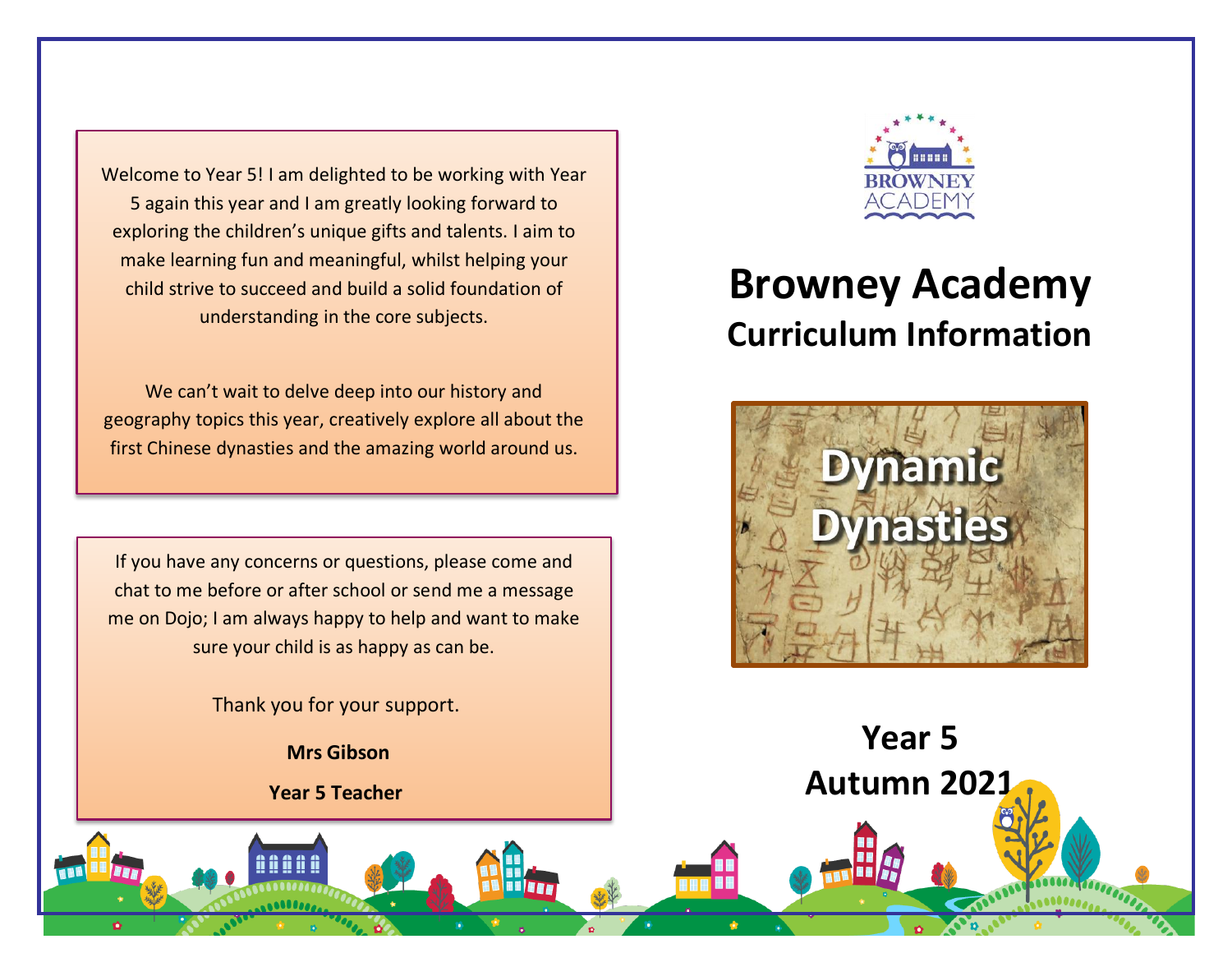Welcome to Year 5! I am delighted to be working with Year 5 again this year and I am greatly looking forward to exploring the children's unique gifts and talents. I aim to make learning fun and meaningful, whilst helping your child strive to succeed and build a solid foundation of understanding in the core subjects.

We can't wait to delve deep into our history and geography topics this year, creatively explore all about the first Chinese dynasties and the amazing world around us.

If you have any concerns or questions, please come and chat to me before or after school or send me a message me on Dojo; I am always happy to help and want to make sure your child is as happy as can be.

Thank you for your support.

**Mrs Gibson**

**Year 5 Teacher**

BROWNEY ACADEMY

# Browney Academy

## Curriculum Information

**Dynamic Dynasties**

## Year 5
## Autumn 2021